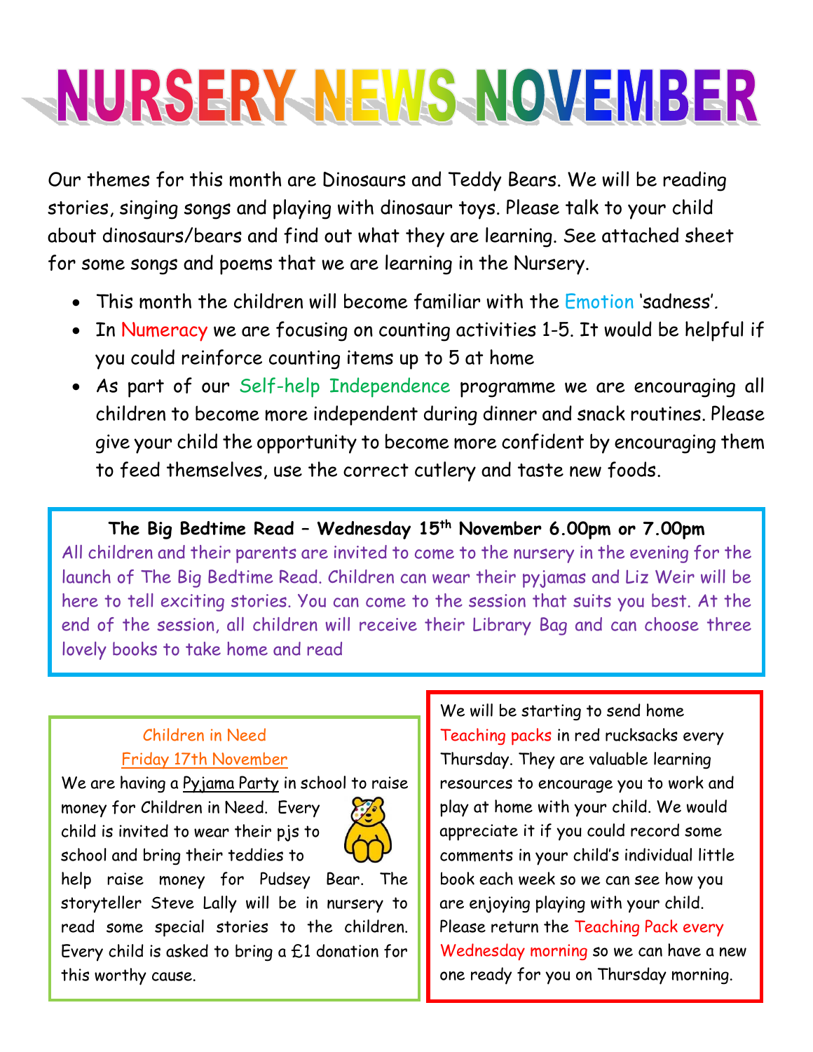# NURSERY NEWS NOVEMBER

Our themes for this month are Dinosaurs and Teddy Bears. We will be reading stories, singing songs and playing with dinosaur toys. Please talk to your child about dinosaurs/bears and find out what they are learning. See attached sheet for some songs and poems that we are learning in the Nursery.

- This month the children will become familiar with the Emotion 'sadness'.
- In Numeracy we are focusing on counting activities 1-5. It would be helpful if you could reinforce counting items up to 5 at home
- As part of our Self-help Independence programme we are encouraging all children to become more independent during dinner and snack routines. Please give your child the opportunity to become more confident by encouraging them to feed themselves, use the correct cutlery and taste new foods.

**The Big Bedtime Read – Wednesday 15th November 6.00pm or 7.00pm**

All children and their parents are invited to come to the nursery in the evening for the launch of The Big Bedtime Read. Children can wear their pyjamas and Liz Weir will be here to tell exciting stories. You can come to the session that suits you best. At the end of the session, all children will receive their Library Bag and can choose three lovely books to take home and read

Children in Need

Friday 17th November

We are having a Pyjama Party in school to raise money for Children in Need. Every child is invited to wear their pjs to school and bring their teddies to help raise money for Pudsey Bear. The storyteller Steve Lally will be in nursery to read some special stories to the children. Every child is asked to bring a £1 donation for this worthy cause.

We will be starting to send home Teaching packs in red rucksacks every Thursday. They are valuable learning resources to encourage you to work and play at home with your child. We would appreciate it if you could record some comments in your child's individual little book each week so we can see how you are enjoying playing with your child. Please return the Teaching Pack every Wednesday morning so we can have a new one ready for you on Thursday morning.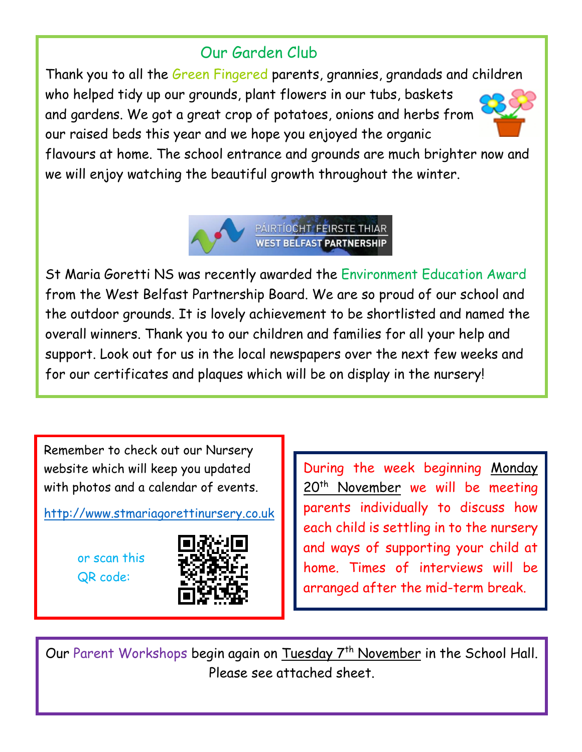## Our Garden Club

Thank you to all the Green Fingered parents, grannies, grandads and children who helped tidy up our grounds, plant flowers in our tubs, baskets and gardens. We got a great crop of potatoes, onions and herbs from our raised beds this year and we hope you enjoyed the organic flavours at home. The school entrance and grounds are much brighter now and we will enjoy watching the beautiful growth throughout the winter.

PÁIRTÍOCHT FEIRSTE THIAR
WEST BELFAST PARTNERSHIP

St Maria Goretti NS was recently awarded the Environment Education Award from the West Belfast Partnership Board. We are so proud of our school and the outdoor grounds. It is lovely achievement to be shortlisted and named the overall winners. Thank you to our children and families for all your help and support. Look out for us in the local newspapers over the next few weeks and for our certificates and plaques which will be on display in the nursery!

Remember to check out our Nursery website which will keep you updated with photos and a calendar of events.

http://www.stmariagorettinursery.co.uk

or scan this QR code:

During the week beginning Monday 20th November we will be meeting parents individually to discuss how each child is settling in to the nursery and ways of supporting your child at home. Times of interviews will be arranged after the mid-term break.

Our Parent Workshops begin again on Tuesday 7th November in the School Hall. Please see attached sheet.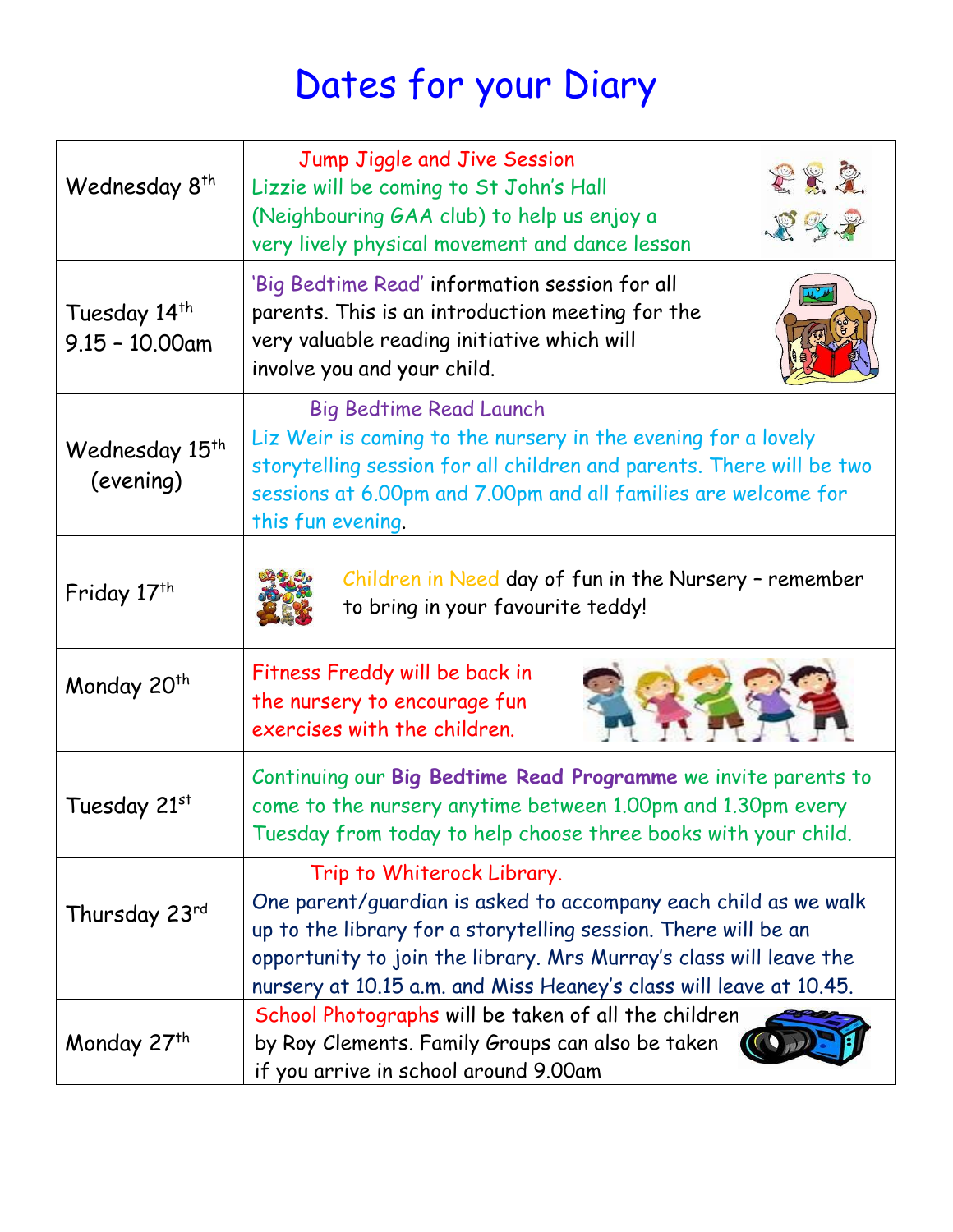# Dates for your Diary

| | |
|---|---|
| Wednesday 8th | Jump Jiggle and Jive Session<br>Lizzie will be coming to St John's Hall (Neighbouring GAA club) to help us enjoy a very lively physical movement and dance lesson |
| Tuesday 14th<br>9.15 – 10.00am | 'Big Bedtime Read' information session for all parents. This is an introduction meeting for the very valuable reading initiative which will involve you and your child. |
| Wednesday 15th<br>(evening) | Big Bedtime Read Launch<br>Liz Weir is coming to the nursery in the evening for a lovely storytelling session for all children and parents. There will be two sessions at 6.00pm and 7.00pm and all families are welcome for this fun evening. |
| Friday 17th | Children in Need day of fun in the Nursery – remember to bring in your favourite teddy! |
| Monday 20th | Fitness Freddy will be back in the nursery to encourage fun exercises with the children. |
| Tuesday 21st | Continuing our **Big Bedtime Read Programme** we invite parents to come to the nursery anytime between 1.00pm and 1.30pm every Tuesday from today to help choose three books with your child. |
| Thursday 23rd | Trip to Whiterock Library.<br>One parent/guardian is asked to accompany each child as we walk up to the library for a storytelling session. There will be an opportunity to join the library. Mrs Murray's class will leave the nursery at 10.15 a.m. and Miss Heaney's class will leave at 10.45. |
| Monday 27th | School Photographs will be taken of all the children by Roy Clements. Family Groups can also be taken if you arrive in school around 9.00am |